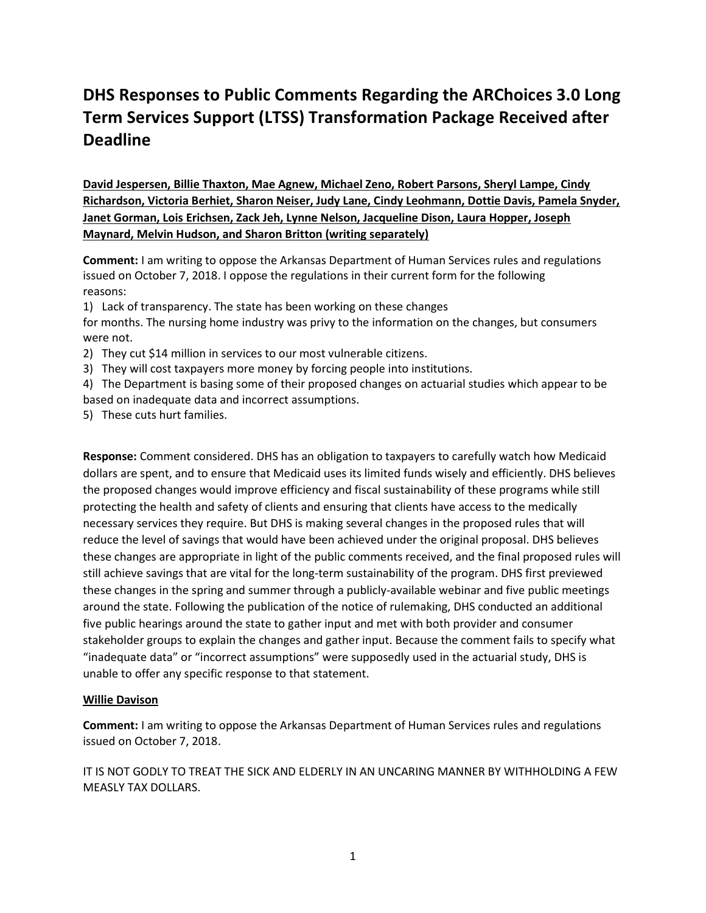# DHS Responses to Public Comments Regarding the ARChoices 3.0 Long Term Services Support (LTSS) Transformation Package Received after Deadline

**David Jespersen, Billie Thaxton, Mae Agnew, Michael Zeno, Robert Parsons, Sheryl Lampe, Cindy Richardson, Victoria Berhiet, Sharon Neiser, Judy Lane, Cindy Leohmann, Dottie Davis, Pamela Snyder, Janet Gorman, Lois Erichsen, Zack Jeh, Lynne Nelson, Jacqueline Dison, Laura Hopper, Joseph Maynard, Melvin Hudson, and Sharon Britton (writing separately)**

**Comment:** I am writing to oppose the Arkansas Department of Human Services rules and regulations issued on October 7, 2018. I oppose the regulations in their current form for the following reasons:

1) Lack of transparency. The state has been working on these changes for months. The nursing home industry was privy to the information on the changes, but consumers were not.
2) They cut $14 million in services to our most vulnerable citizens.
3) They will cost taxpayers more money by forcing people into institutions.
4) The Department is basing some of their proposed changes on actuarial studies which appear to be based on inadequate data and incorrect assumptions.
5) These cuts hurt families.

**Response:** Comment considered. DHS has an obligation to taxpayers to carefully watch how Medicaid dollars are spent, and to ensure that Medicaid uses its limited funds wisely and efficiently. DHS believes the proposed changes would improve efficiency and fiscal sustainability of these programs while still protecting the health and safety of clients and ensuring that clients have access to the medically necessary services they require. But DHS is making several changes in the proposed rules that will reduce the level of savings that would have been achieved under the original proposal. DHS believes these changes are appropriate in light of the public comments received, and the final proposed rules will still achieve savings that are vital for the long-term sustainability of the program. DHS first previewed these changes in the spring and summer through a publicly-available webinar and five public meetings around the state. Following the publication of the notice of rulemaking, DHS conducted an additional five public hearings around the state to gather input and met with both provider and consumer stakeholder groups to explain the changes and gather input. Because the comment fails to specify what "inadequate data" or "incorrect assumptions" were supposedly used in the actuarial study, DHS is unable to offer any specific response to that statement.

**Willie Davison**

**Comment:** I am writing to oppose the Arkansas Department of Human Services rules and regulations issued on October 7, 2018.

IT IS NOT GODLY TO TREAT THE SICK AND ELDERLY IN AN UNCARING MANNER BY WITHHOLDING A FEW MEASLY TAX DOLLARS.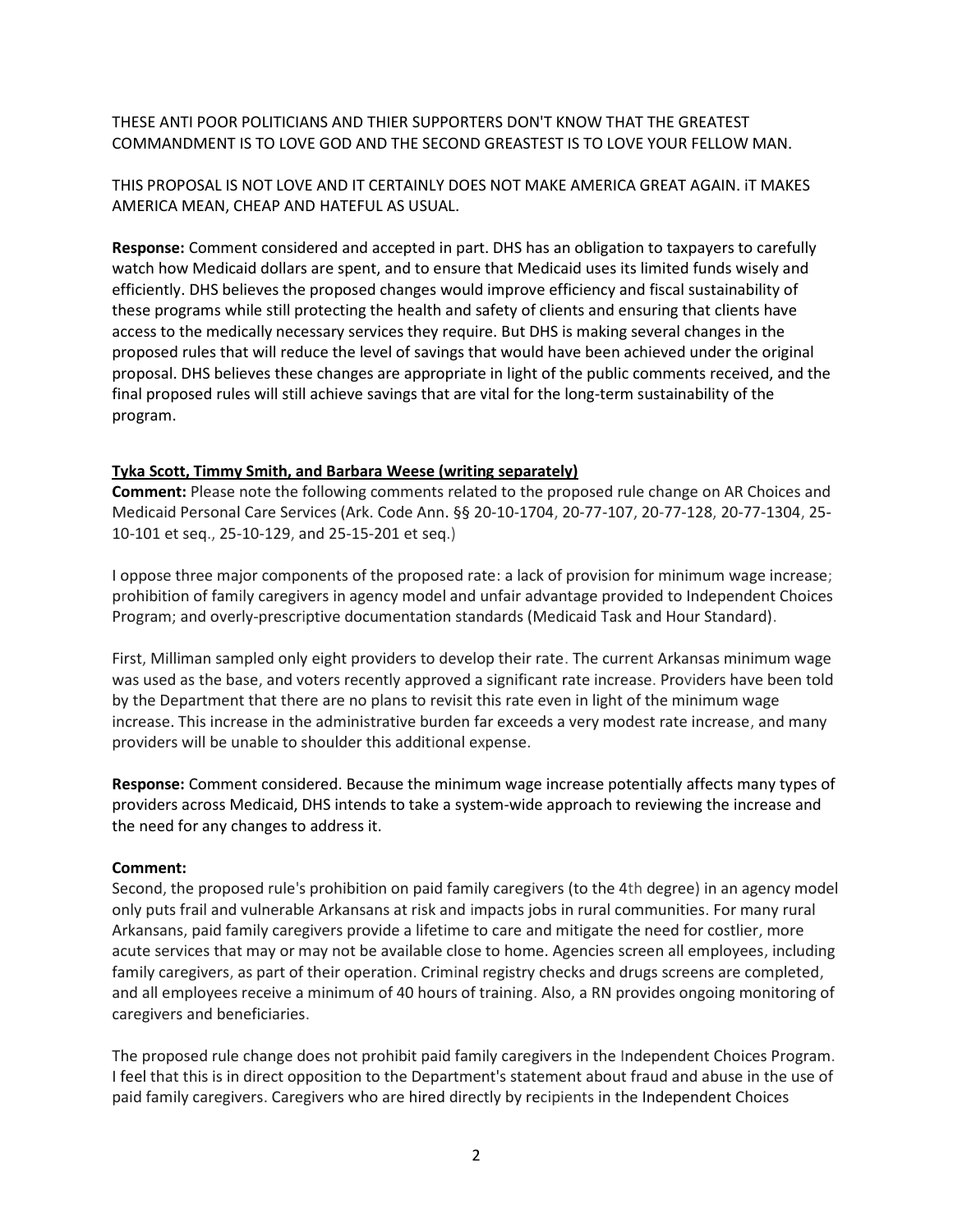THESE ANTI POOR POLITICIANS AND THIER SUPPORTERS DON'T KNOW THAT THE GREATEST COMMANDMENT IS TO LOVE GOD AND THE SECOND GREASTEST IS TO LOVE YOUR FELLOW MAN.

THIS PROPOSAL IS NOT LOVE AND IT CERTAINLY DOES NOT MAKE AMERICA GREAT AGAIN. iT MAKES AMERICA MEAN, CHEAP AND HATEFUL AS USUAL.

**Response:** Comment considered and accepted in part. DHS has an obligation to taxpayers to carefully watch how Medicaid dollars are spent, and to ensure that Medicaid uses its limited funds wisely and efficiently. DHS believes the proposed changes would improve efficiency and fiscal sustainability of these programs while still protecting the health and safety of clients and ensuring that clients have access to the medically necessary services they require. But DHS is making several changes in the proposed rules that will reduce the level of savings that would have been achieved under the original proposal. DHS believes these changes are appropriate in light of the public comments received, and the final proposed rules will still achieve savings that are vital for the long-term sustainability of the program.

**Tyka Scott, Timmy Smith, and Barbara Weese (writing separately)**

**Comment:** Please note the following comments related to the proposed rule change on AR Choices and Medicaid Personal Care Services (Ark. Code Ann. §§ 20-10-1704, 20-77-107, 20-77-128, 20-77-1304, 25-10-101 et seq., 25-10-129, and 25-15-201 et seq.)

I oppose three major components of the proposed rate: a lack of provision for minimum wage increase; prohibition of family caregivers in agency model and unfair advantage provided to Independent Choices Program; and overly-prescriptive documentation standards (Medicaid Task and Hour Standard).

First, Milliman sampled only eight providers to develop their rate. The current Arkansas minimum wage was used as the base, and voters recently approved a significant rate increase. Providers have been told by the Department that there are no plans to revisit this rate even in light of the minimum wage increase. This increase in the administrative burden far exceeds a very modest rate increase, and many providers will be unable to shoulder this additional expense.

**Response:** Comment considered. Because the minimum wage increase potentially affects many types of providers across Medicaid, DHS intends to take a system-wide approach to reviewing the increase and the need for any changes to address it.

**Comment:**

Second, the proposed rule's prohibition on paid family caregivers (to the 4th degree) in an agency model only puts frail and vulnerable Arkansans at risk and impacts jobs in rural communities. For many rural Arkansans, paid family caregivers provide a lifetime to care and mitigate the need for costlier, more acute services that may or may not be available close to home. Agencies screen all employees, including family caregivers, as part of their operation. Criminal registry checks and drugs screens are completed, and all employees receive a minimum of 40 hours of training. Also, a RN provides ongoing monitoring of caregivers and beneficiaries.

The proposed rule change does not prohibit paid family caregivers in the Independent Choices Program. I feel that this is in direct opposition to the Department's statement about fraud and abuse in the use of paid family caregivers. Caregivers who are hired directly by recipients in the Independent Choices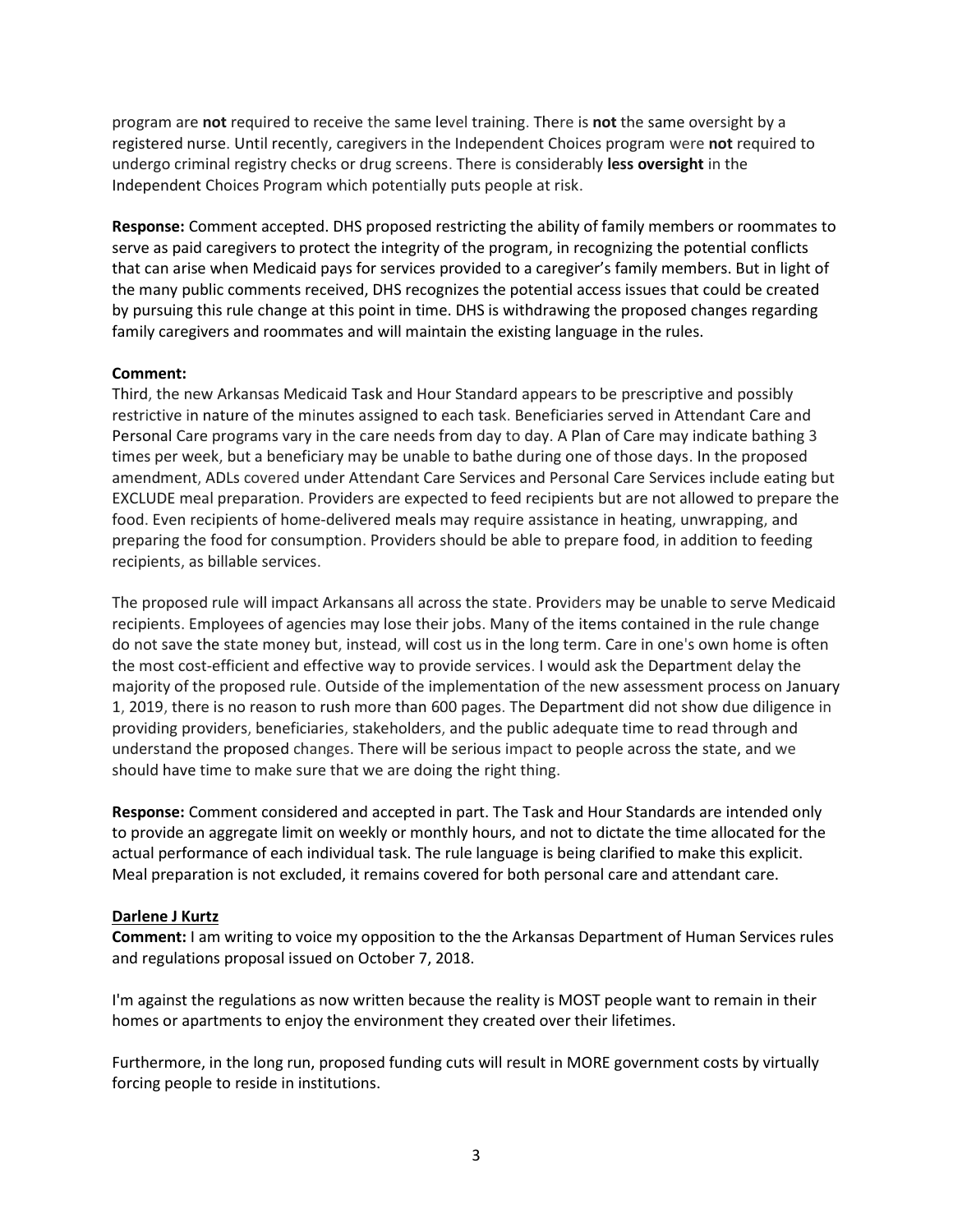program are **not** required to receive the same level training. There is **not** the same oversight by a registered nurse. Until recently, caregivers in the Independent Choices program were **not** required to undergo criminal registry checks or drug screens. There is considerably **less oversight** in the Independent Choices Program which potentially puts people at risk.

**Response:** Comment accepted. DHS proposed restricting the ability of family members or roommates to serve as paid caregivers to protect the integrity of the program, in recognizing the potential conflicts that can arise when Medicaid pays for services provided to a caregiver's family members. But in light of the many public comments received, DHS recognizes the potential access issues that could be created by pursuing this rule change at this point in time. DHS is withdrawing the proposed changes regarding family caregivers and roommates and will maintain the existing language in the rules.

**Comment:**
Third, the new Arkansas Medicaid Task and Hour Standard appears to be prescriptive and possibly restrictive in nature of the minutes assigned to each task. Beneficiaries served in Attendant Care and Personal Care programs vary in the care needs from day to day. A Plan of Care may indicate bathing 3 times per week, but a beneficiary may be unable to bathe during one of those days. In the proposed amendment, ADLs covered under Attendant Care Services and Personal Care Services include eating but EXCLUDE meal preparation. Providers are expected to feed recipients but are not allowed to prepare the food. Even recipients of home-delivered meals may require assistance in heating, unwrapping, and preparing the food for consumption. Providers should be able to prepare food, in addition to feeding recipients, as billable services.

The proposed rule will impact Arkansans all across the state. Providers may be unable to serve Medicaid recipients. Employees of agencies may lose their jobs. Many of the items contained in the rule change do not save the state money but, instead, will cost us in the long term. Care in one's own home is often the most cost-efficient and effective way to provide services. I would ask the Department delay the majority of the proposed rule. Outside of the implementation of the new assessment process on January 1, 2019, there is no reason to rush more than 600 pages. The Department did not show due diligence in providing providers, beneficiaries, stakeholders, and the public adequate time to read through and understand the proposed changes. There will be serious impact to people across the state, and we should have time to make sure that we are doing the right thing.

**Response:** Comment considered and accepted in part. The Task and Hour Standards are intended only to provide an aggregate limit on weekly or monthly hours, and not to dictate the time allocated for the actual performance of each individual task. The rule language is being clarified to make this explicit. Meal preparation is not excluded, it remains covered for both personal care and attendant care.

**Darlene J Kurtz**

**Comment:** I am writing to voice my opposition to the the Arkansas Department of Human Services rules and regulations proposal issued on October 7, 2018.

I'm against the regulations as now written because the reality is MOST people want to remain in their homes or apartments to enjoy the environment they created over their lifetimes.

Furthermore, in the long run, proposed funding cuts will result in MORE government costs by virtually forcing people to reside in institutions.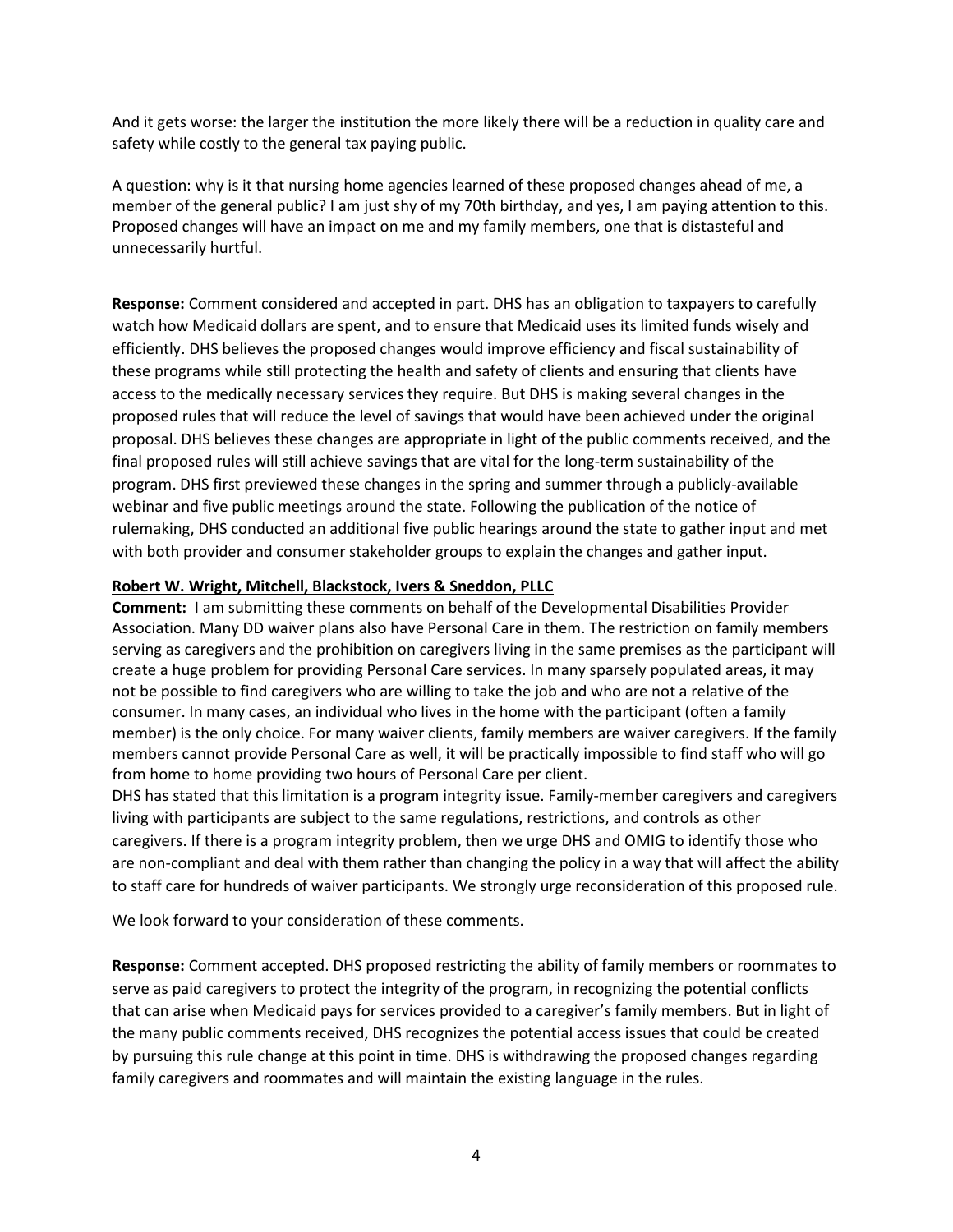And it gets worse: the larger the institution the more likely there will be a reduction in quality care and safety while costly to the general tax paying public.

A question: why is it that nursing home agencies learned of these proposed changes ahead of me, a member of the general public? I am just shy of my 70th birthday, and yes, I am paying attention to this. Proposed changes will have an impact on me and my family members, one that is distasteful and unnecessarily hurtful.

**Response:** Comment considered and accepted in part. DHS has an obligation to taxpayers to carefully watch how Medicaid dollars are spent, and to ensure that Medicaid uses its limited funds wisely and efficiently. DHS believes the proposed changes would improve efficiency and fiscal sustainability of these programs while still protecting the health and safety of clients and ensuring that clients have access to the medically necessary services they require. But DHS is making several changes in the proposed rules that will reduce the level of savings that would have been achieved under the original proposal. DHS believes these changes are appropriate in light of the public comments received, and the final proposed rules will still achieve savings that are vital for the long-term sustainability of the program. DHS first previewed these changes in the spring and summer through a publicly-available webinar and five public meetings around the state. Following the publication of the notice of rulemaking, DHS conducted an additional five public hearings around the state to gather input and met with both provider and consumer stakeholder groups to explain the changes and gather input.

**Robert W. Wright, Mitchell, Blackstock, Ivers & Sneddon, PLLC**

**Comment:** I am submitting these comments on behalf of the Developmental Disabilities Provider Association. Many DD waiver plans also have Personal Care in them. The restriction on family members serving as caregivers and the prohibition on caregivers living in the same premises as the participant will create a huge problem for providing Personal Care services. In many sparsely populated areas, it may not be possible to find caregivers who are willing to take the job and who are not a relative of the consumer. In many cases, an individual who lives in the home with the participant (often a family member) is the only choice. For many waiver clients, family members are waiver caregivers. If the family members cannot provide Personal Care as well, it will be practically impossible to find staff who will go from home to home providing two hours of Personal Care per client.

DHS has stated that this limitation is a program integrity issue. Family-member caregivers and caregivers living with participants are subject to the same regulations, restrictions, and controls as other caregivers. If there is a program integrity problem, then we urge DHS and OMIG to identify those who are non-compliant and deal with them rather than changing the policy in a way that will affect the ability to staff care for hundreds of waiver participants. We strongly urge reconsideration of this proposed rule.

We look forward to your consideration of these comments.

**Response:** Comment accepted. DHS proposed restricting the ability of family members or roommates to serve as paid caregivers to protect the integrity of the program, in recognizing the potential conflicts that can arise when Medicaid pays for services provided to a caregiver's family members. But in light of the many public comments received, DHS recognizes the potential access issues that could be created by pursuing this rule change at this point in time. DHS is withdrawing the proposed changes regarding family caregivers and roommates and will maintain the existing language in the rules.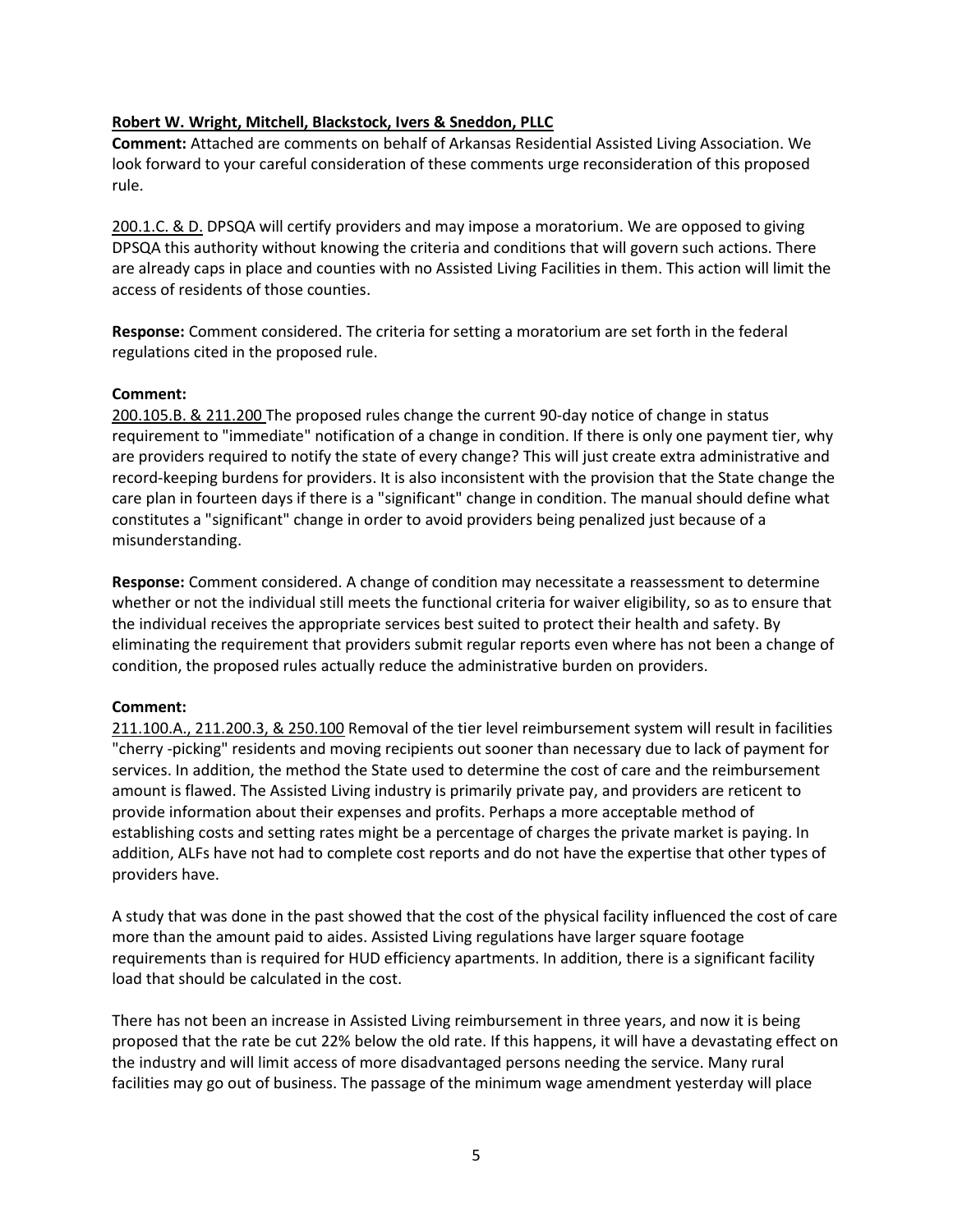**Robert W. Wright, Mitchell, Blackstock, Ivers & Sneddon, PLLC**

**Comment:** Attached are comments on behalf of Arkansas Residential Assisted Living Association. We look forward to your careful consideration of these comments urge reconsideration of this proposed rule.

200.1.C. & D. DPSQA will certify providers and may impose a moratorium. We are opposed to giving DPSQA this authority without knowing the criteria and conditions that will govern such actions. There are already caps in place and counties with no Assisted Living Facilities in them. This action will limit the access of residents of those counties.

**Response:** Comment considered. The criteria for setting a moratorium are set forth in the federal regulations cited in the proposed rule.

**Comment:**

200.105.B. & 211.200 The proposed rules change the current 90-day notice of change in status requirement to "immediate" notification of a change in condition. If there is only one payment tier, why are providers required to notify the state of every change? This will just create extra administrative and record-keeping burdens for providers. It is also inconsistent with the provision that the State change the care plan in fourteen days if there is a "significant" change in condition. The manual should define what constitutes a "significant" change in order to avoid providers being penalized just because of a misunderstanding.

**Response:** Comment considered. A change of condition may necessitate a reassessment to determine whether or not the individual still meets the functional criteria for waiver eligibility, so as to ensure that the individual receives the appropriate services best suited to protect their health and safety. By eliminating the requirement that providers submit regular reports even where has not been a change of condition, the proposed rules actually reduce the administrative burden on providers.

**Comment:**

211.100.A., 211.200.3, & 250.100 Removal of the tier level reimbursement system will result in facilities "cherry -picking" residents and moving recipients out sooner than necessary due to lack of payment for services. In addition, the method the State used to determine the cost of care and the reimbursement amount is flawed. The Assisted Living industry is primarily private pay, and providers are reticent to provide information about their expenses and profits. Perhaps a more acceptable method of establishing costs and setting rates might be a percentage of charges the private market is paying. In addition, ALFs have not had to complete cost reports and do not have the expertise that other types of providers have.

A study that was done in the past showed that the cost of the physical facility influenced the cost of care more than the amount paid to aides. Assisted Living regulations have larger square footage requirements than is required for HUD efficiency apartments. In addition, there is a significant facility load that should be calculated in the cost.

There has not been an increase in Assisted Living reimbursement in three years, and now it is being proposed that the rate be cut 22% below the old rate. If this happens, it will have a devastating effect on the industry and will limit access of more disadvantaged persons needing the service. Many rural facilities may go out of business. The passage of the minimum wage amendment yesterday will place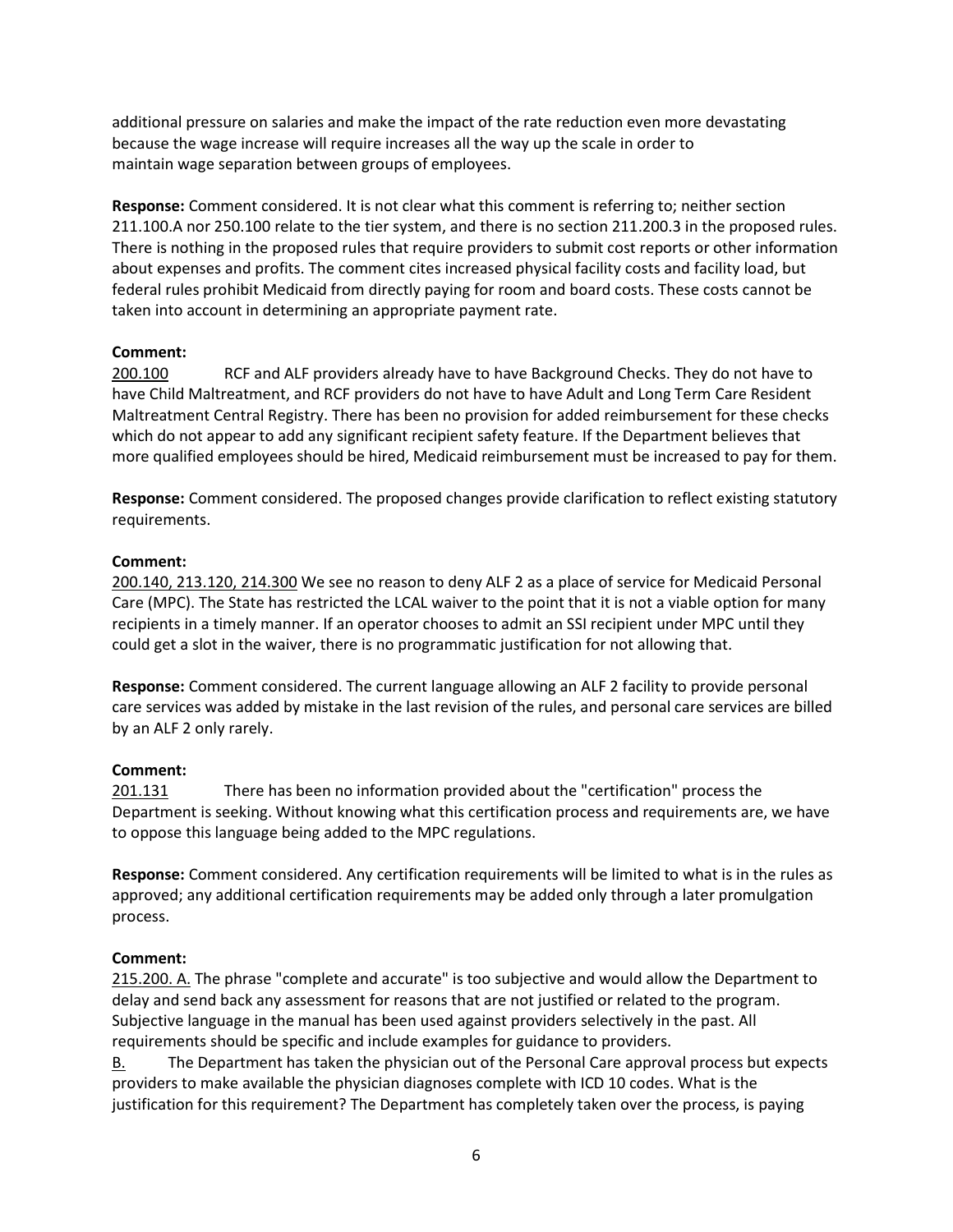additional pressure on salaries and make the impact of the rate reduction even more devastating because the wage increase will require increases all the way up the scale in order to maintain wage separation between groups of employees.

**Response:** Comment considered. It is not clear what this comment is referring to; neither section 211.100.A nor 250.100 relate to the tier system, and there is no section 211.200.3 in the proposed rules. There is nothing in the proposed rules that require providers to submit cost reports or other information about expenses and profits. The comment cites increased physical facility costs and facility load, but federal rules prohibit Medicaid from directly paying for room and board costs. These costs cannot be taken into account in determining an appropriate payment rate.

**Comment:**

<u>200.100</u> RCF and ALF providers already have to have Background Checks. They do not have to have Child Maltreatment, and RCF providers do not have to have Adult and Long Term Care Resident Maltreatment Central Registry. There has been no provision for added reimbursement for these checks which do not appear to add any significant recipient safety feature. If the Department believes that more qualified employees should be hired, Medicaid reimbursement must be increased to pay for them.

**Response:** Comment considered. The proposed changes provide clarification to reflect existing statutory requirements.

**Comment:**

<u>200.140, 213.120, 214.300</u> We see no reason to deny ALF 2 as a place of service for Medicaid Personal Care (MPC). The State has restricted the LCAL waiver to the point that it is not a viable option for many recipients in a timely manner. If an operator chooses to admit an SSI recipient under MPC until they could get a slot in the waiver, there is no programmatic justification for not allowing that.

**Response:** Comment considered. The current language allowing an ALF 2 facility to provide personal care services was added by mistake in the last revision of the rules, and personal care services are billed by an ALF 2 only rarely.

**Comment:**

<u>201.131</u> There has been no information provided about the "certification" process the Department is seeking. Without knowing what this certification process and requirements are, we have to oppose this language being added to the MPC regulations.

**Response:** Comment considered. Any certification requirements will be limited to what is in the rules as approved; any additional certification requirements may be added only through a later promulgation process.

**Comment:**

<u>215.200. A.</u> The phrase "complete and accurate" is too subjective and would allow the Department to delay and send back any assessment for reasons that are not justified or related to the program. Subjective language in the manual has been used against providers selectively in the past. All requirements should be specific and include examples for guidance to providers.

<u>B.</u> The Department has taken the physician out of the Personal Care approval process but expects providers to make available the physician diagnoses complete with ICD 10 codes. What is the justification for this requirement? The Department has completely taken over the process, is paying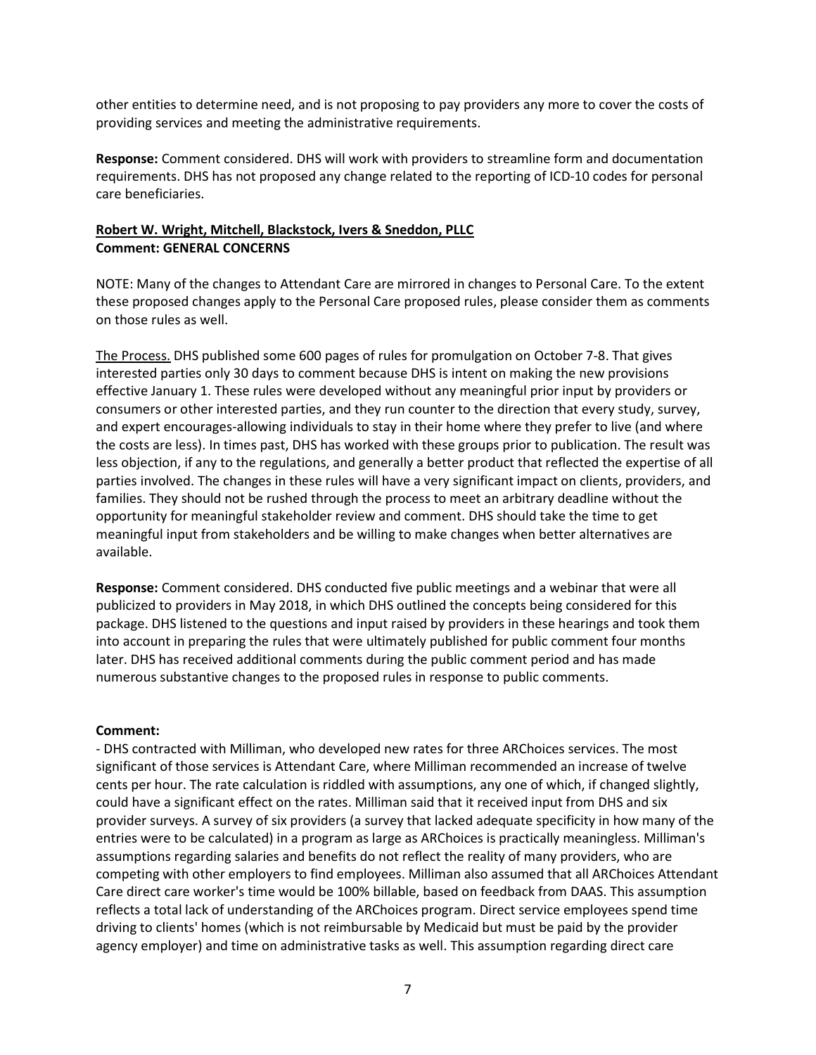other entities to determine need, and is not proposing to pay providers any more to cover the costs of providing services and meeting the administrative requirements.

**Response:** Comment considered. DHS will work with providers to streamline form and documentation requirements. DHS has not proposed any change related to the reporting of ICD-10 codes for personal care beneficiaries.

**Robert W. Wright, Mitchell, Blackstock, Ivers & Sneddon, PLLC**
**Comment: GENERAL CONCERNS**

NOTE: Many of the changes to Attendant Care are mirrored in changes to Personal Care. To the extent these proposed changes apply to the Personal Care proposed rules, please consider them as comments on those rules as well.

The Process. DHS published some 600 pages of rules for promulgation on October 7-8. That gives interested parties only 30 days to comment because DHS is intent on making the new provisions effective January 1. These rules were developed without any meaningful prior input by providers or consumers or other interested parties, and they run counter to the direction that every study, survey, and expert encourages-allowing individuals to stay in their home where they prefer to live (and where the costs are less). In times past, DHS has worked with these groups prior to publication. The result was less objection, if any to the regulations, and generally a better product that reflected the expertise of all parties involved. The changes in these rules will have a very significant impact on clients, providers, and families. They should not be rushed through the process to meet an arbitrary deadline without the opportunity for meaningful stakeholder review and comment. DHS should take the time to get meaningful input from stakeholders and be willing to make changes when better alternatives are available.

**Response:** Comment considered. DHS conducted five public meetings and a webinar that were all publicized to providers in May 2018, in which DHS outlined the concepts being considered for this package. DHS listened to the questions and input raised by providers in these hearings and took them into account in preparing the rules that were ultimately published for public comment four months later. DHS has received additional comments during the public comment period and has made numerous substantive changes to the proposed rules in response to public comments.

**Comment:**

- DHS contracted with Milliman, who developed new rates for three ARChoices services. The most significant of those services is Attendant Care, where Milliman recommended an increase of twelve cents per hour. The rate calculation is riddled with assumptions, any one of which, if changed slightly, could have a significant effect on the rates. Milliman said that it received input from DHS and six provider surveys. A survey of six providers (a survey that lacked adequate specificity in how many of the entries were to be calculated) in a program as large as ARChoices is practically meaningless. Milliman's assumptions regarding salaries and benefits do not reflect the reality of many providers, who are competing with other employers to find employees. Milliman also assumed that all ARChoices Attendant Care direct care worker's time would be 100% billable, based on feedback from DAAS. This assumption reflects a total lack of understanding of the ARChoices program. Direct service employees spend time driving to clients' homes (which is not reimbursable by Medicaid but must be paid by the provider agency employer) and time on administrative tasks as well. This assumption regarding direct care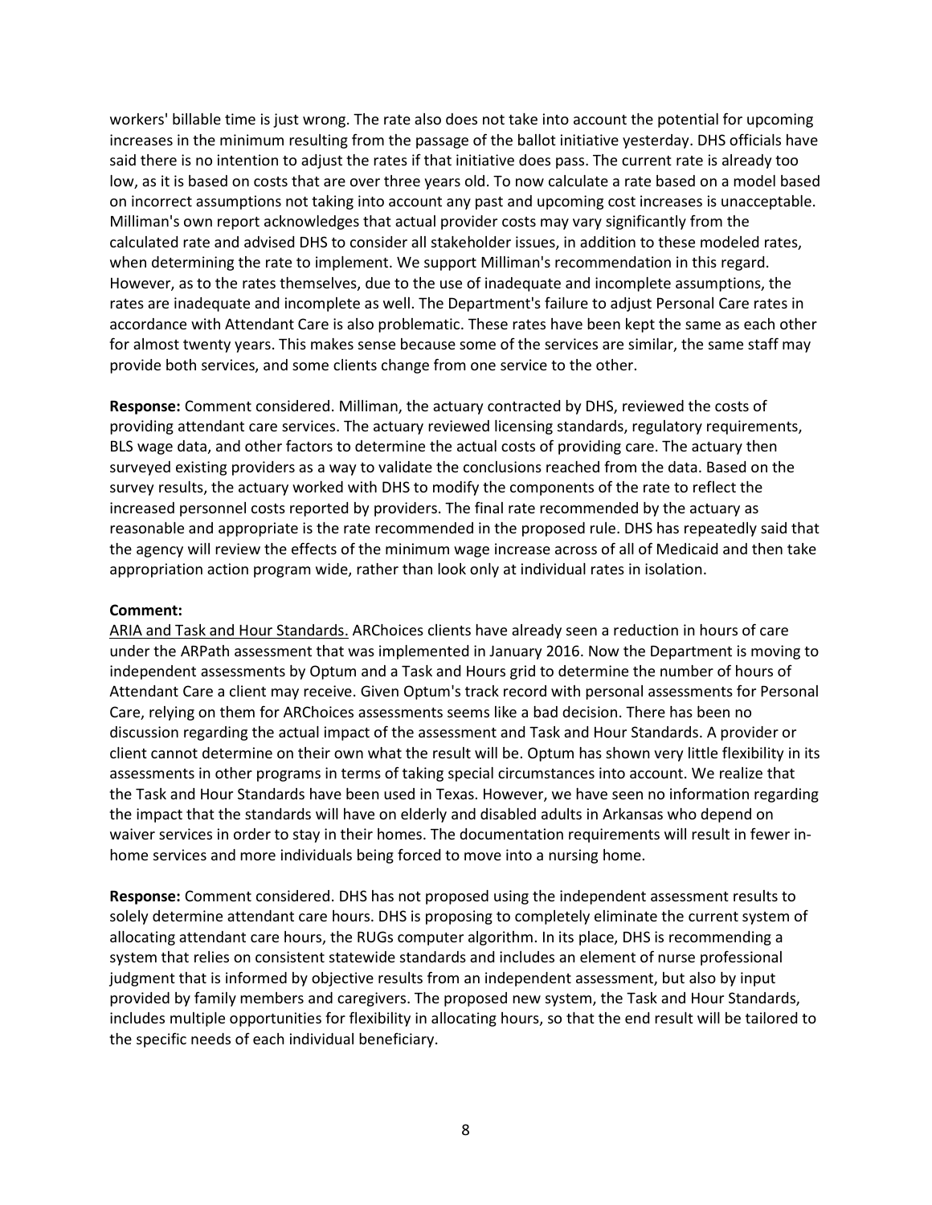workers' billable time is just wrong. The rate also does not take into account the potential for upcoming increases in the minimum resulting from the passage of the ballot initiative yesterday. DHS officials have said there is no intention to adjust the rates if that initiative does pass. The current rate is already too low, as it is based on costs that are over three years old. To now calculate a rate based on a model based on incorrect assumptions not taking into account any past and upcoming cost increases is unacceptable. Milliman's own report acknowledges that actual provider costs may vary significantly from the calculated rate and advised DHS to consider all stakeholder issues, in addition to these modeled rates, when determining the rate to implement. We support Milliman's recommendation in this regard. However, as to the rates themselves, due to the use of inadequate and incomplete assumptions, the rates are inadequate and incomplete as well. The Department's failure to adjust Personal Care rates in accordance with Attendant Care is also problematic. These rates have been kept the same as each other for almost twenty years. This makes sense because some of the services are similar, the same staff may provide both services, and some clients change from one service to the other.

**Response:** Comment considered. Milliman, the actuary contracted by DHS, reviewed the costs of providing attendant care services. The actuary reviewed licensing standards, regulatory requirements, BLS wage data, and other factors to determine the actual costs of providing care. The actuary then surveyed existing providers as a way to validate the conclusions reached from the data. Based on the survey results, the actuary worked with DHS to modify the components of the rate to reflect the increased personnel costs reported by providers. The final rate recommended by the actuary as reasonable and appropriate is the rate recommended in the proposed rule. DHS has repeatedly said that the agency will review the effects of the minimum wage increase across of all of Medicaid and then take appropriation action program wide, rather than look only at individual rates in isolation.

**Comment:**

<u>ARIA and Task and Hour Standards.</u> ARChoices clients have already seen a reduction in hours of care under the ARPath assessment that was implemented in January 2016. Now the Department is moving to independent assessments by Optum and a Task and Hours grid to determine the number of hours of Attendant Care a client may receive. Given Optum's track record with personal assessments for Personal Care, relying on them for ARChoices assessments seems like a bad decision. There has been no discussion regarding the actual impact of the assessment and Task and Hour Standards. A provider or client cannot determine on their own what the result will be. Optum has shown very little flexibility in its assessments in other programs in terms of taking special circumstances into account. We realize that the Task and Hour Standards have been used in Texas. However, we have seen no information regarding the impact that the standards will have on elderly and disabled adults in Arkansas who depend on waiver services in order to stay in their homes. The documentation requirements will result in fewer in-home services and more individuals being forced to move into a nursing home.

**Response:** Comment considered. DHS has not proposed using the independent assessment results to solely determine attendant care hours. DHS is proposing to completely eliminate the current system of allocating attendant care hours, the RUGs computer algorithm. In its place, DHS is recommending a system that relies on consistent statewide standards and includes an element of nurse professional judgment that is informed by objective results from an independent assessment, but also by input provided by family members and caregivers. The proposed new system, the Task and Hour Standards, includes multiple opportunities for flexibility in allocating hours, so that the end result will be tailored to the specific needs of each individual beneficiary.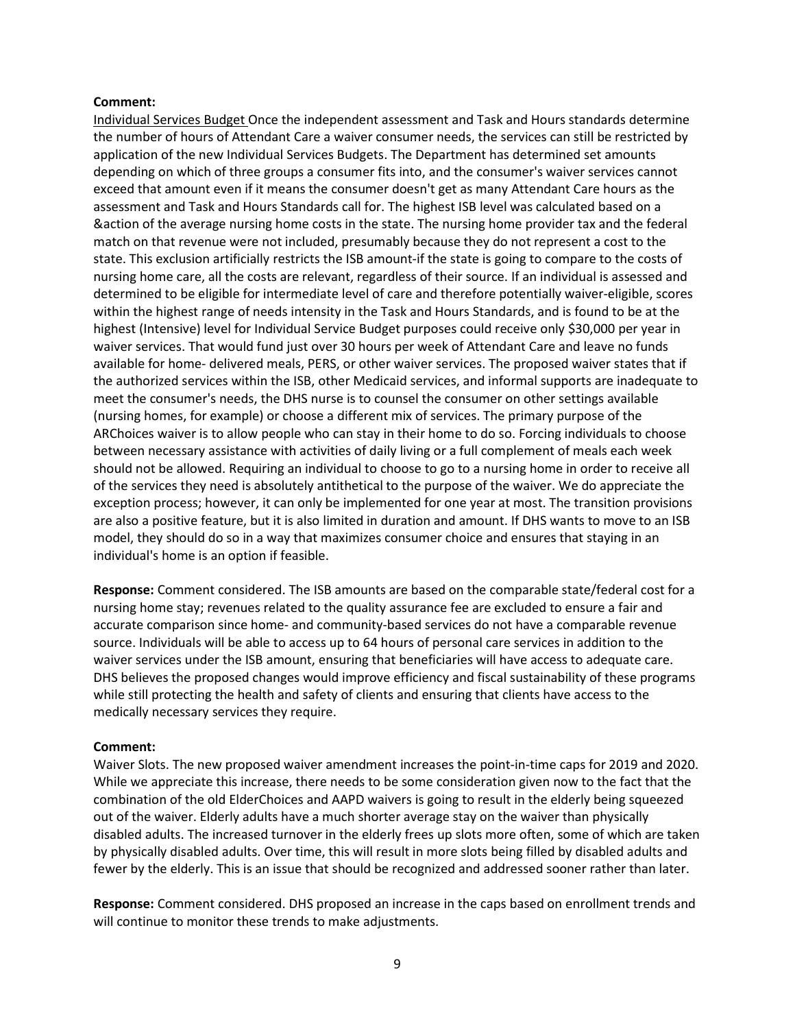**Comment:**

Individual Services Budget Once the independent assessment and Task and Hours standards determine the number of hours of Attendant Care a waiver consumer needs, the services can still be restricted by application of the new Individual Services Budgets. The Department has determined set amounts depending on which of three groups a consumer fits into, and the consumer's waiver services cannot exceed that amount even if it means the consumer doesn't get as many Attendant Care hours as the assessment and Task and Hours Standards call for. The highest ISB level was calculated based on a &action of the average nursing home costs in the state. The nursing home provider tax and the federal match on that revenue were not included, presumably because they do not represent a cost to the state. This exclusion artificially restricts the ISB amount-if the state is going to compare to the costs of nursing home care, all the costs are relevant, regardless of their source. If an individual is assessed and determined to be eligible for intermediate level of care and therefore potentially waiver-eligible, scores within the highest range of needs intensity in the Task and Hours Standards, and is found to be at the highest (Intensive) level for Individual Service Budget purposes could receive only $30,000 per year in waiver services. That would fund just over 30 hours per week of Attendant Care and leave no funds available for home- delivered meals, PERS, or other waiver services. The proposed waiver states that if the authorized services within the ISB, other Medicaid services, and informal supports are inadequate to meet the consumer's needs, the DHS nurse is to counsel the consumer on other settings available (nursing homes, for example) or choose a different mix of services. The primary purpose of the ARChoices waiver is to allow people who can stay in their home to do so. Forcing individuals to choose between necessary assistance with activities of daily living or a full complement of meals each week should not be allowed. Requiring an individual to choose to go to a nursing home in order to receive all of the services they need is absolutely antithetical to the purpose of the waiver. We do appreciate the exception process; however, it can only be implemented for one year at most. The transition provisions are also a positive feature, but it is also limited in duration and amount. If DHS wants to move to an ISB model, they should do so in a way that maximizes consumer choice and ensures that staying in an individual's home is an option if feasible.

**Response:** Comment considered. The ISB amounts are based on the comparable state/federal cost for a nursing home stay; revenues related to the quality assurance fee are excluded to ensure a fair and accurate comparison since home- and community-based services do not have a comparable revenue source. Individuals will be able to access up to 64 hours of personal care services in addition to the waiver services under the ISB amount, ensuring that beneficiaries will have access to adequate care. DHS believes the proposed changes would improve efficiency and fiscal sustainability of these programs while still protecting the health and safety of clients and ensuring that clients have access to the medically necessary services they require.

**Comment:**

Waiver Slots. The new proposed waiver amendment increases the point-in-time caps for 2019 and 2020. While we appreciate this increase, there needs to be some consideration given now to the fact that the combination of the old ElderChoices and AAPD waivers is going to result in the elderly being squeezed out of the waiver. Elderly adults have a much shorter average stay on the waiver than physically disabled adults. The increased turnover in the elderly frees up slots more often, some of which are taken by physically disabled adults. Over time, this will result in more slots being filled by disabled adults and fewer by the elderly. This is an issue that should be recognized and addressed sooner rather than later.

**Response:** Comment considered. DHS proposed an increase in the caps based on enrollment trends and will continue to monitor these trends to make adjustments.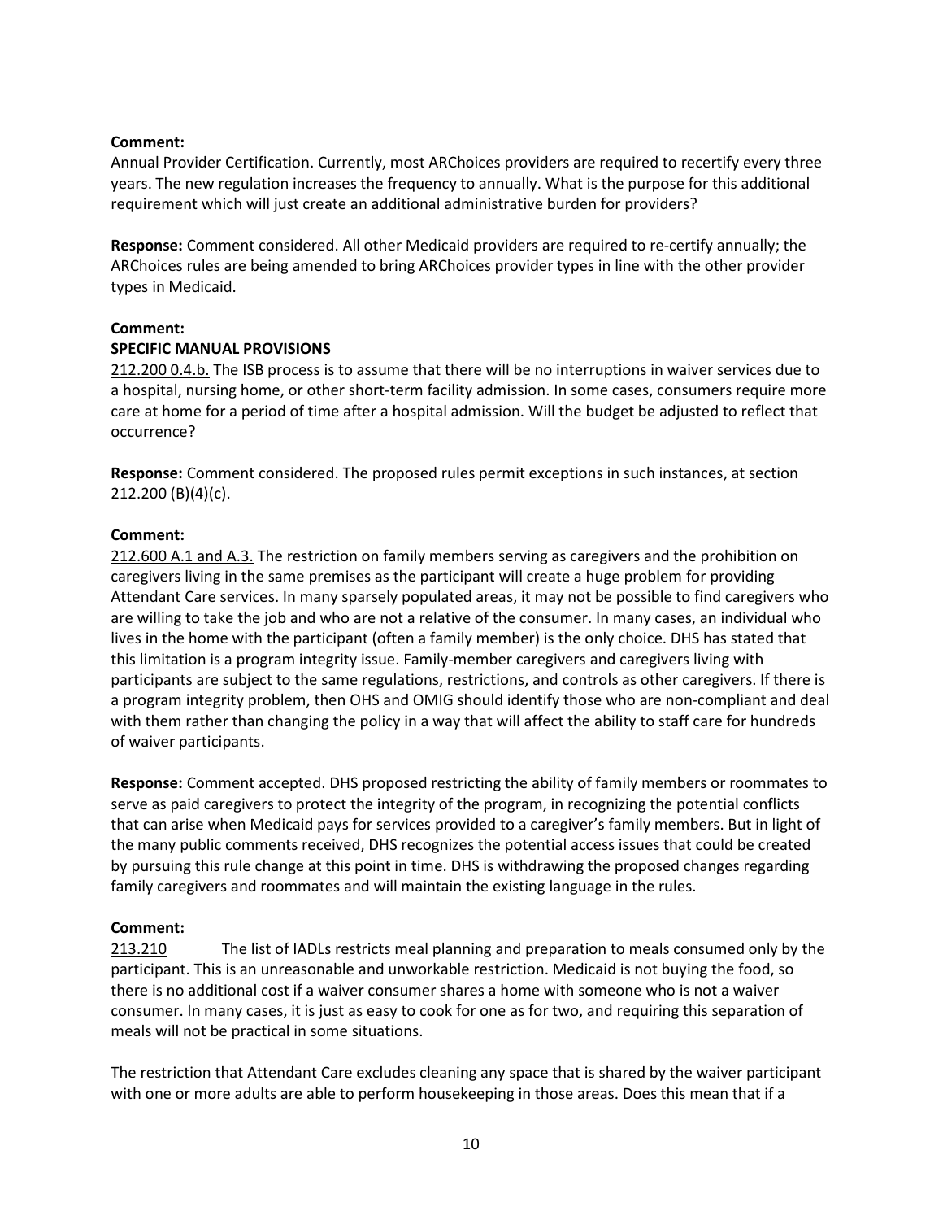**Comment:**
Annual Provider Certification. Currently, most ARChoices providers are required to recertify every three years. The new regulation increases the frequency to annually. What is the purpose for this additional requirement which will just create an additional administrative burden for providers?

**Response:** Comment considered. All other Medicaid providers are required to re-certify annually; the ARChoices rules are being amended to bring ARChoices provider types in line with the other provider types in Medicaid.

**Comment:**
**SPECIFIC MANUAL PROVISIONS**
212.200 0.4.b. The ISB process is to assume that there will be no interruptions in waiver services due to a hospital, nursing home, or other short-term facility admission. In some cases, consumers require more care at home for a period of time after a hospital admission. Will the budget be adjusted to reflect that occurrence?

**Response:** Comment considered. The proposed rules permit exceptions in such instances, at section 212.200 (B)(4)(c).

**Comment:**
212.600 A.1 and A.3. The restriction on family members serving as caregivers and the prohibition on caregivers living in the same premises as the participant will create a huge problem for providing Attendant Care services. In many sparsely populated areas, it may not be possible to find caregivers who are willing to take the job and who are not a relative of the consumer. In many cases, an individual who lives in the home with the participant (often a family member) is the only choice. DHS has stated that this limitation is a program integrity issue. Family-member caregivers and caregivers living with participants are subject to the same regulations, restrictions, and controls as other caregivers. If there is a program integrity problem, then OHS and OMIG should identify those who are non-compliant and deal with them rather than changing the policy in a way that will affect the ability to staff care for hundreds of waiver participants.

**Response:** Comment accepted. DHS proposed restricting the ability of family members or roommates to serve as paid caregivers to protect the integrity of the program, in recognizing the potential conflicts that can arise when Medicaid pays for services provided to a caregiver's family members. But in light of the many public comments received, DHS recognizes the potential access issues that could be created by pursuing this rule change at this point in time. DHS is withdrawing the proposed changes regarding family caregivers and roommates and will maintain the existing language in the rules.

**Comment:**
213.210 The list of IADLs restricts meal planning and preparation to meals consumed only by the participant. This is an unreasonable and unworkable restriction. Medicaid is not buying the food, so there is no additional cost if a waiver consumer shares a home with someone who is not a waiver consumer. In many cases, it is just as easy to cook for one as for two, and requiring this separation of meals will not be practical in some situations.

The restriction that Attendant Care excludes cleaning any space that is shared by the waiver participant with one or more adults are able to perform housekeeping in those areas. Does this mean that if a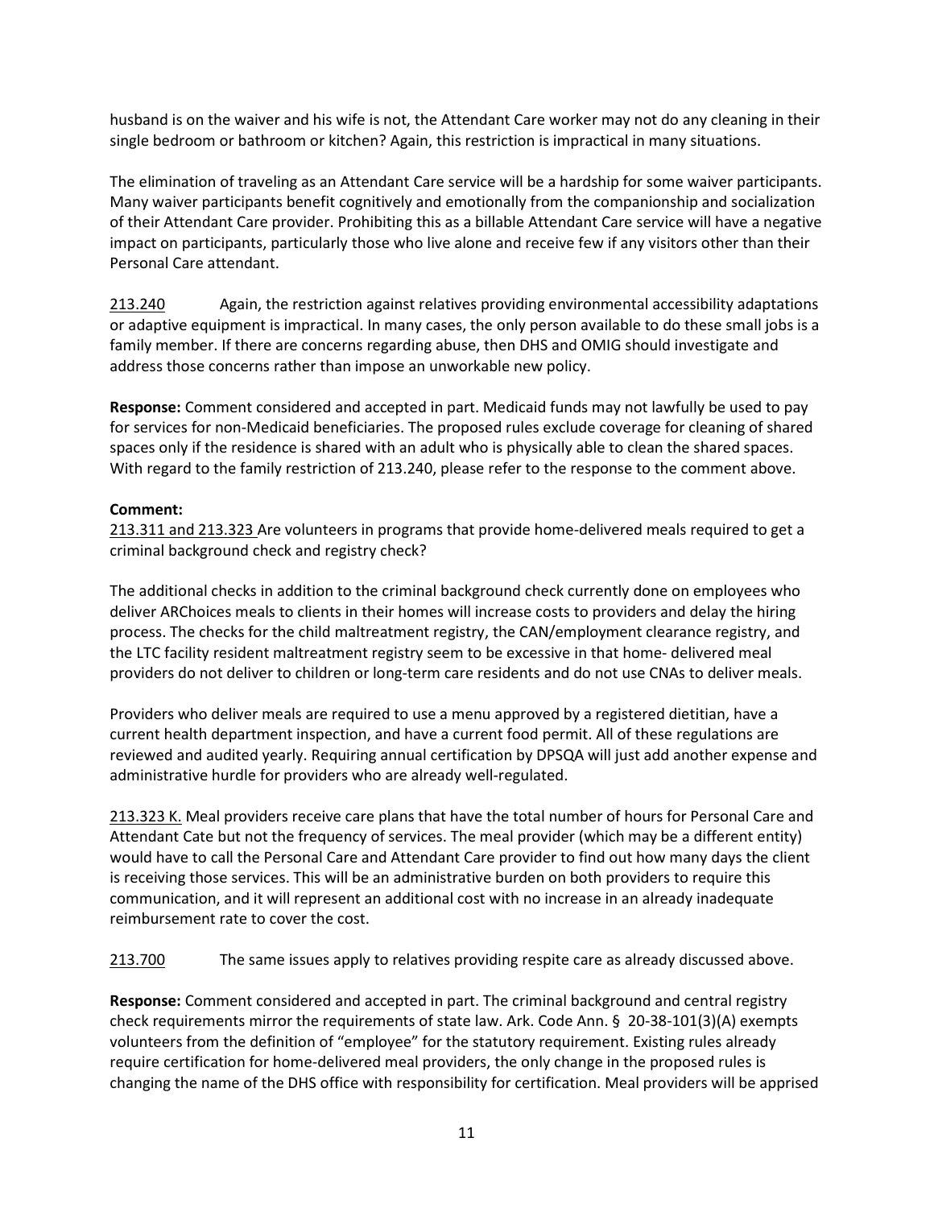husband is on the waiver and his wife is not, the Attendant Care worker may not do any cleaning in their single bedroom or bathroom or kitchen? Again, this restriction is impractical in many situations.

The elimination of traveling as an Attendant Care service will be a hardship for some waiver participants. Many waiver participants benefit cognitively and emotionally from the companionship and socialization of their Attendant Care provider. Prohibiting this as a billable Attendant Care service will have a negative impact on participants, particularly those who live alone and receive few if any visitors other than their Personal Care attendant.

213.240 Again, the restriction against relatives providing environmental accessibility adaptations or adaptive equipment is impractical. In many cases, the only person available to do these small jobs is a family member. If there are concerns regarding abuse, then DHS and OMIG should investigate and address those concerns rather than impose an unworkable new policy.

**Response:** Comment considered and accepted in part. Medicaid funds may not lawfully be used to pay for services for non-Medicaid beneficiaries. The proposed rules exclude coverage for cleaning of shared spaces only if the residence is shared with an adult who is physically able to clean the shared spaces. With regard to the family restriction of 213.240, please refer to the response to the comment above.

**Comment:**

213.311 and 213.323 Are volunteers in programs that provide home-delivered meals required to get a criminal background check and registry check?

The additional checks in addition to the criminal background check currently done on employees who deliver ARChoices meals to clients in their homes will increase costs to providers and delay the hiring process. The checks for the child maltreatment registry, the CAN/employment clearance registry, and the LTC facility resident maltreatment registry seem to be excessive in that home- delivered meal providers do not deliver to children or long-term care residents and do not use CNAs to deliver meals.

Providers who deliver meals are required to use a menu approved by a registered dietitian, have a current health department inspection, and have a current food permit. All of these regulations are reviewed and audited yearly. Requiring annual certification by DPSQA will just add another expense and administrative hurdle for providers who are already well-regulated.

213.323 K. Meal providers receive care plans that have the total number of hours for Personal Care and Attendant Cate but not the frequency of services. The meal provider (which may be a different entity) would have to call the Personal Care and Attendant Care provider to find out how many days the client is receiving those services. This will be an administrative burden on both providers to require this communication, and it will represent an additional cost with no increase in an already inadequate reimbursement rate to cover the cost.

213.700 The same issues apply to relatives providing respite care as already discussed above.

**Response:** Comment considered and accepted in part. The criminal background and central registry check requirements mirror the requirements of state law. Ark. Code Ann. § 20-38-101(3)(A) exempts volunteers from the definition of "employee" for the statutory requirement. Existing rules already require certification for home-delivered meal providers, the only change in the proposed rules is changing the name of the DHS office with responsibility for certification. Meal providers will be apprised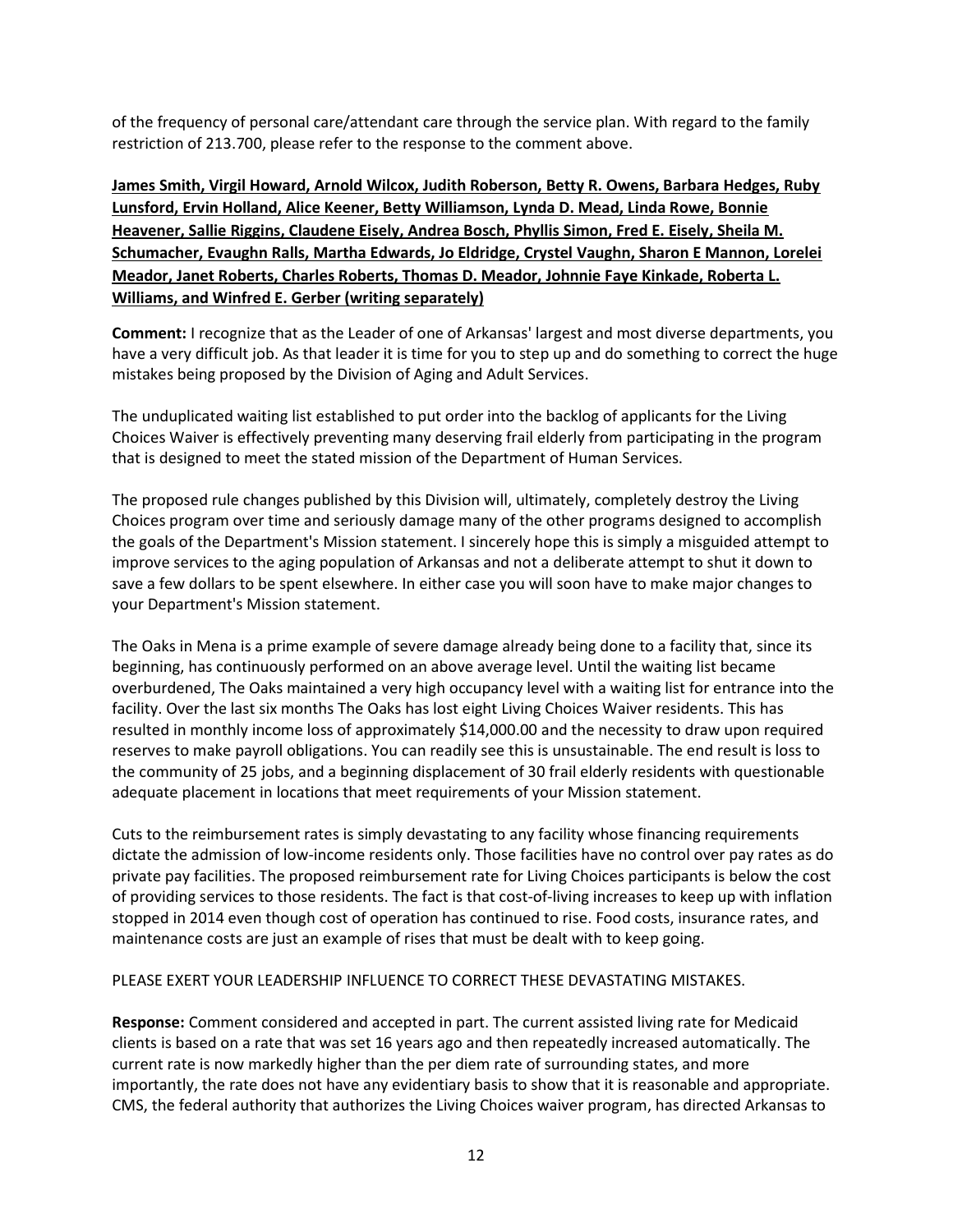of the frequency of personal care/attendant care through the service plan. With regard to the family restriction of 213.700, please refer to the response to the comment above.

**James Smith, Virgil Howard, Arnold Wilcox, Judith Roberson, Betty R. Owens, Barbara Hedges, Ruby Lunsford, Ervin Holland, Alice Keener, Betty Williamson, Lynda D. Mead, Linda Rowe, Bonnie Heavener, Sallie Riggins, Claudene Eisely, Andrea Bosch, Phyllis Simon, Fred E. Eisely, Sheila M. Schumacher, Evaughn Ralls, Martha Edwards, Jo Eldridge, Crystel Vaughn, Sharon E Mannon, Lorelei Meador, Janet Roberts, Charles Roberts, Thomas D. Meador, Johnnie Faye Kinkade, Roberta L. Williams, and Winfred E. Gerber (writing separately)**

**Comment:** I recognize that as the Leader of one of Arkansas' largest and most diverse departments, you have a very difficult job. As that leader it is time for you to step up and do something to correct the huge mistakes being proposed by the Division of Aging and Adult Services.

The unduplicated waiting list established to put order into the backlog of applicants for the Living Choices Waiver is effectively preventing many deserving frail elderly from participating in the program that is designed to meet the stated mission of the Department of Human Services.

The proposed rule changes published by this Division will, ultimately, completely destroy the Living Choices program over time and seriously damage many of the other programs designed to accomplish the goals of the Department's Mission statement. I sincerely hope this is simply a misguided attempt to improve services to the aging population of Arkansas and not a deliberate attempt to shut it down to save a few dollars to be spent elsewhere. In either case you will soon have to make major changes to your Department's Mission statement.

The Oaks in Mena is a prime example of severe damage already being done to a facility that, since its beginning, has continuously performed on an above average level. Until the waiting list became overburdened, The Oaks maintained a very high occupancy level with a waiting list for entrance into the facility. Over the last six months The Oaks has lost eight Living Choices Waiver residents. This has resulted in monthly income loss of approximately $14,000.00 and the necessity to draw upon required reserves to make payroll obligations. You can readily see this is unsustainable. The end result is loss to the community of 25 jobs, and a beginning displacement of 30 frail elderly residents with questionable adequate placement in locations that meet requirements of your Mission statement.

Cuts to the reimbursement rates is simply devastating to any facility whose financing requirements dictate the admission of low-income residents only. Those facilities have no control over pay rates as do private pay facilities. The proposed reimbursement rate for Living Choices participants is below the cost of providing services to those residents. The fact is that cost-of-living increases to keep up with inflation stopped in 2014 even though cost of operation has continued to rise. Food costs, insurance rates, and maintenance costs are just an example of rises that must be dealt with to keep going.

PLEASE EXERT YOUR LEADERSHIP INFLUENCE TO CORRECT THESE DEVASTATING MISTAKES.

**Response:** Comment considered and accepted in part. The current assisted living rate for Medicaid clients is based on a rate that was set 16 years ago and then repeatedly increased automatically. The current rate is now markedly higher than the per diem rate of surrounding states, and more importantly, the rate does not have any evidentiary basis to show that it is reasonable and appropriate. CMS, the federal authority that authorizes the Living Choices waiver program, has directed Arkansas to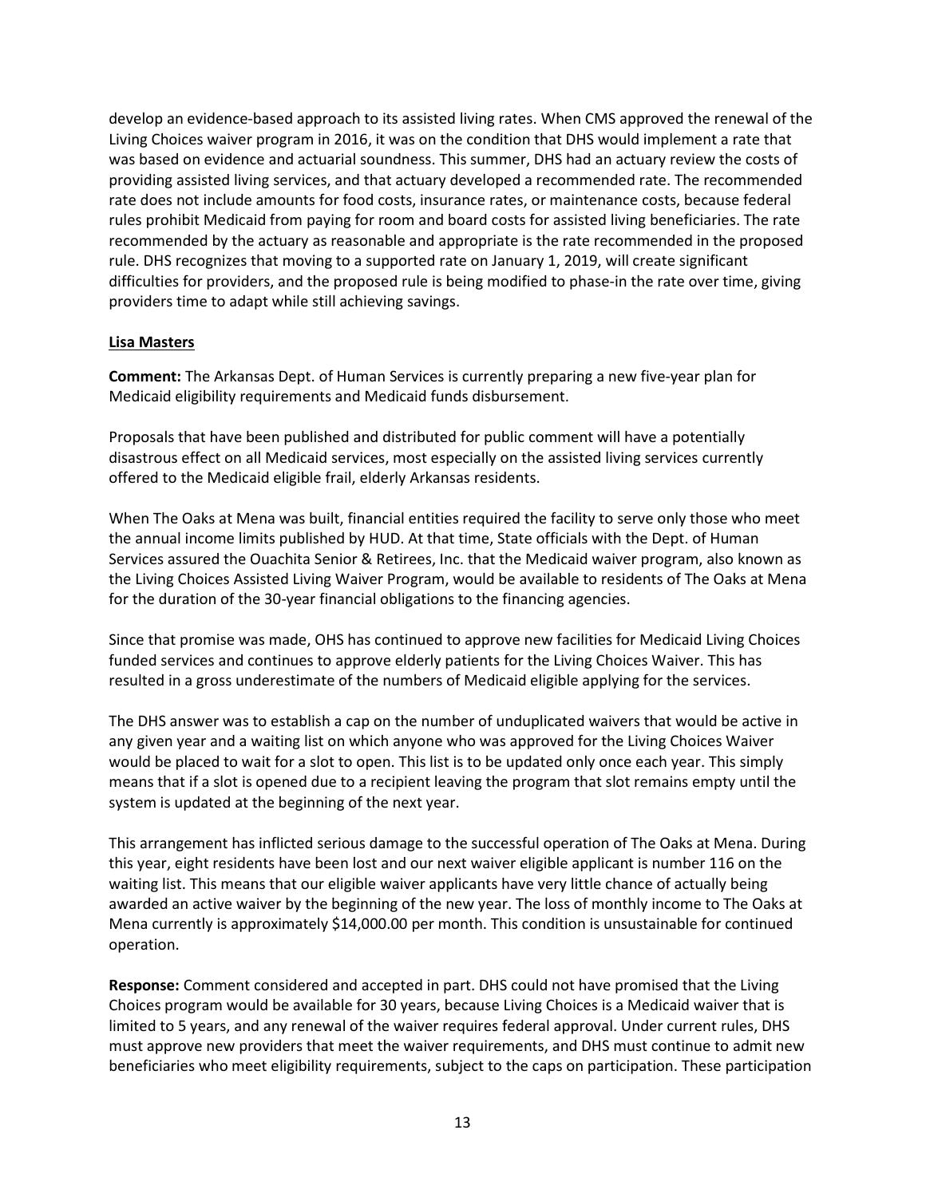develop an evidence-based approach to its assisted living rates. When CMS approved the renewal of the Living Choices waiver program in 2016, it was on the condition that DHS would implement a rate that was based on evidence and actuarial soundness. This summer, DHS had an actuary review the costs of providing assisted living services, and that actuary developed a recommended rate. The recommended rate does not include amounts for food costs, insurance rates, or maintenance costs, because federal rules prohibit Medicaid from paying for room and board costs for assisted living beneficiaries. The rate recommended by the actuary as reasonable and appropriate is the rate recommended in the proposed rule. DHS recognizes that moving to a supported rate on January 1, 2019, will create significant difficulties for providers, and the proposed rule is being modified to phase-in the rate over time, giving providers time to adapt while still achieving savings.

**Lisa Masters**

**Comment:** The Arkansas Dept. of Human Services is currently preparing a new five-year plan for Medicaid eligibility requirements and Medicaid funds disbursement.

Proposals that have been published and distributed for public comment will have a potentially disastrous effect on all Medicaid services, most especially on the assisted living services currently offered to the Medicaid eligible frail, elderly Arkansas residents.

When The Oaks at Mena was built, financial entities required the facility to serve only those who meet the annual income limits published by HUD. At that time, State officials with the Dept. of Human Services assured the Ouachita Senior & Retirees, Inc. that the Medicaid waiver program, also known as the Living Choices Assisted Living Waiver Program, would be available to residents of The Oaks at Mena for the duration of the 30-year financial obligations to the financing agencies.

Since that promise was made, OHS has continued to approve new facilities for Medicaid Living Choices funded services and continues to approve elderly patients for the Living Choices Waiver. This has resulted in a gross underestimate of the numbers of Medicaid eligible applying for the services.

The DHS answer was to establish a cap on the number of unduplicated waivers that would be active in any given year and a waiting list on which anyone who was approved for the Living Choices Waiver would be placed to wait for a slot to open. This list is to be updated only once each year. This simply means that if a slot is opened due to a recipient leaving the program that slot remains empty until the system is updated at the beginning of the next year.

This arrangement has inflicted serious damage to the successful operation of The Oaks at Mena. During this year, eight residents have been lost and our next waiver eligible applicant is number 116 on the waiting list. This means that our eligible waiver applicants have very little chance of actually being awarded an active waiver by the beginning of the new year. The loss of monthly income to The Oaks at Mena currently is approximately $14,000.00 per month. This condition is unsustainable for continued operation.

**Response:** Comment considered and accepted in part. DHS could not have promised that the Living Choices program would be available for 30 years, because Living Choices is a Medicaid waiver that is limited to 5 years, and any renewal of the waiver requires federal approval. Under current rules, DHS must approve new providers that meet the waiver requirements, and DHS must continue to admit new beneficiaries who meet eligibility requirements, subject to the caps on participation. These participation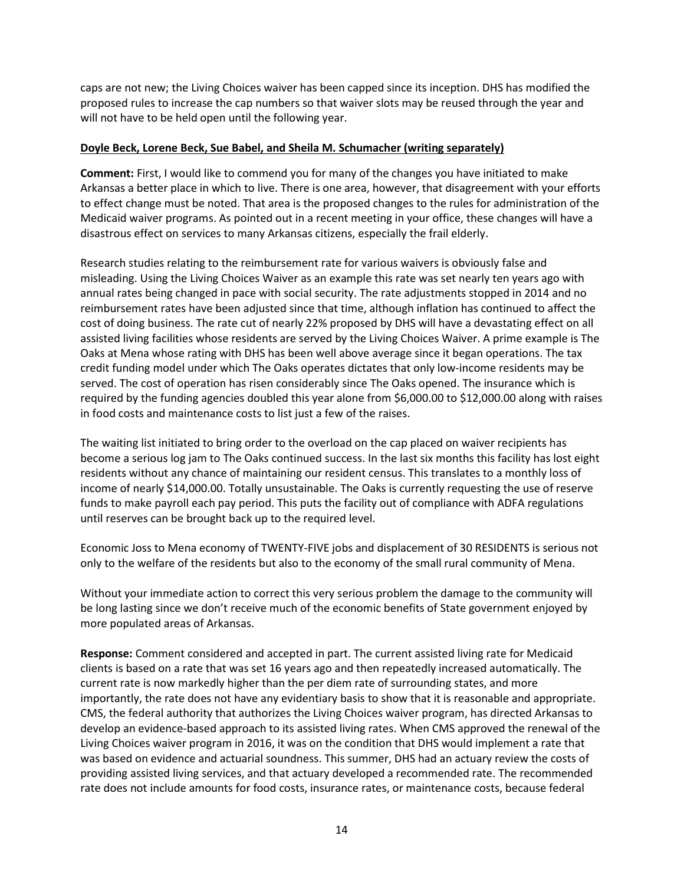caps are not new; the Living Choices waiver has been capped since its inception. DHS has modified the proposed rules to increase the cap numbers so that waiver slots may be reused through the year and will not have to be held open until the following year.

**Doyle Beck, Lorene Beck, Sue Babel, and Sheila M. Schumacher (writing separately)**

**Comment:** First, I would like to commend you for many of the changes you have initiated to make Arkansas a better place in which to live. There is one area, however, that disagreement with your efforts to effect change must be noted. That area is the proposed changes to the rules for administration of the Medicaid waiver programs. As pointed out in a recent meeting in your office, these changes will have a disastrous effect on services to many Arkansas citizens, especially the frail elderly.

Research studies relating to the reimbursement rate for various waivers is obviously false and misleading. Using the Living Choices Waiver as an example this rate was set nearly ten years ago with annual rates being changed in pace with social security. The rate adjustments stopped in 2014 and no reimbursement rates have been adjusted since that time, although inflation has continued to affect the cost of doing business. The rate cut of nearly 22% proposed by DHS will have a devastating effect on all assisted living facilities whose residents are served by the Living Choices Waiver. A prime example is The Oaks at Mena whose rating with DHS has been well above average since it began operations. The tax credit funding model under which The Oaks operates dictates that only low-income residents may be served. The cost of operation has risen considerably since The Oaks opened. The insurance which is required by the funding agencies doubled this year alone from $6,000.00 to $12,000.00 along with raises in food costs and maintenance costs to list just a few of the raises.

The waiting list initiated to bring order to the overload on the cap placed on waiver recipients has become a serious log jam to The Oaks continued success. In the last six months this facility has lost eight residents without any chance of maintaining our resident census. This translates to a monthly loss of income of nearly $14,000.00. Totally unsustainable. The Oaks is currently requesting the use of reserve funds to make payroll each pay period. This puts the facility out of compliance with ADFA regulations until reserves can be brought back up to the required level.

Economic Joss to Mena economy of TWENTY-FIVE jobs and displacement of 30 RESIDENTS is serious not only to the welfare of the residents but also to the economy of the small rural community of Mena.

Without your immediate action to correct this very serious problem the damage to the community will be long lasting since we don't receive much of the economic benefits of State government enjoyed by more populated areas of Arkansas.

**Response:** Comment considered and accepted in part. The current assisted living rate for Medicaid clients is based on a rate that was set 16 years ago and then repeatedly increased automatically. The current rate is now markedly higher than the per diem rate of surrounding states, and more importantly, the rate does not have any evidentiary basis to show that it is reasonable and appropriate. CMS, the federal authority that authorizes the Living Choices waiver program, has directed Arkansas to develop an evidence-based approach to its assisted living rates. When CMS approved the renewal of the Living Choices waiver program in 2016, it was on the condition that DHS would implement a rate that was based on evidence and actuarial soundness. This summer, DHS had an actuary review the costs of providing assisted living services, and that actuary developed a recommended rate. The recommended rate does not include amounts for food costs, insurance rates, or maintenance costs, because federal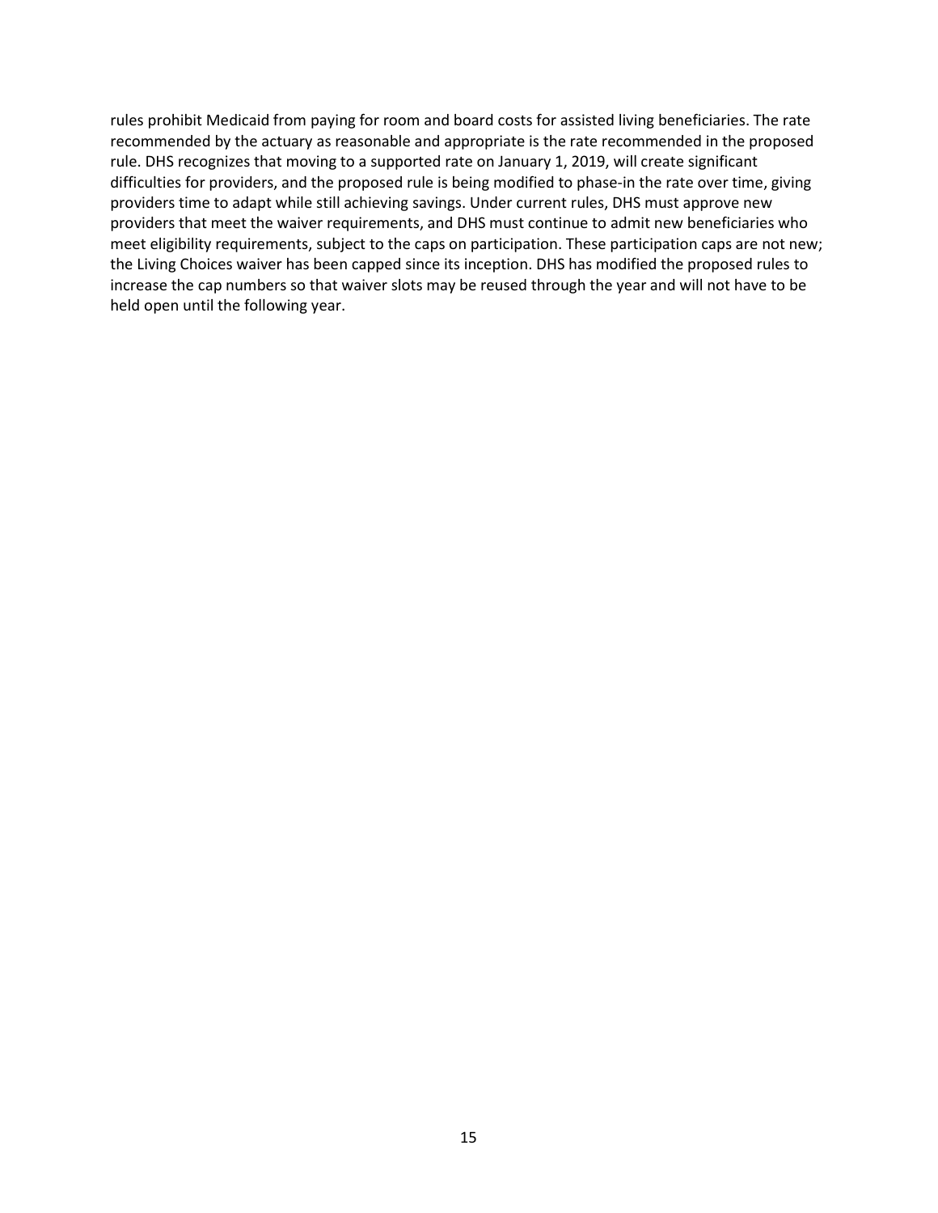rules prohibit Medicaid from paying for room and board costs for assisted living beneficiaries. The rate recommended by the actuary as reasonable and appropriate is the rate recommended in the proposed rule. DHS recognizes that moving to a supported rate on January 1, 2019, will create significant difficulties for providers, and the proposed rule is being modified to phase-in the rate over time, giving providers time to adapt while still achieving savings. Under current rules, DHS must approve new providers that meet the waiver requirements, and DHS must continue to admit new beneficiaries who meet eligibility requirements, subject to the caps on participation. These participation caps are not new; the Living Choices waiver has been capped since its inception. DHS has modified the proposed rules to increase the cap numbers so that waiver slots may be reused through the year and will not have to be held open until the following year.